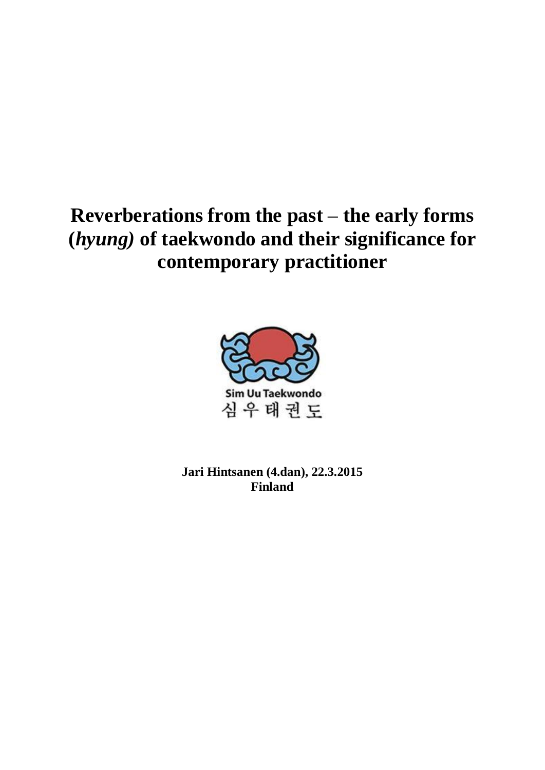# Reverberations from the past – the early forms (*hyung)* of taekwondo and their significance for contemporary practitioner

Sim Uu Taekwondo
심우태권도

**Jari Hintsanen (4.dan), 22.3.2015**
**Finland**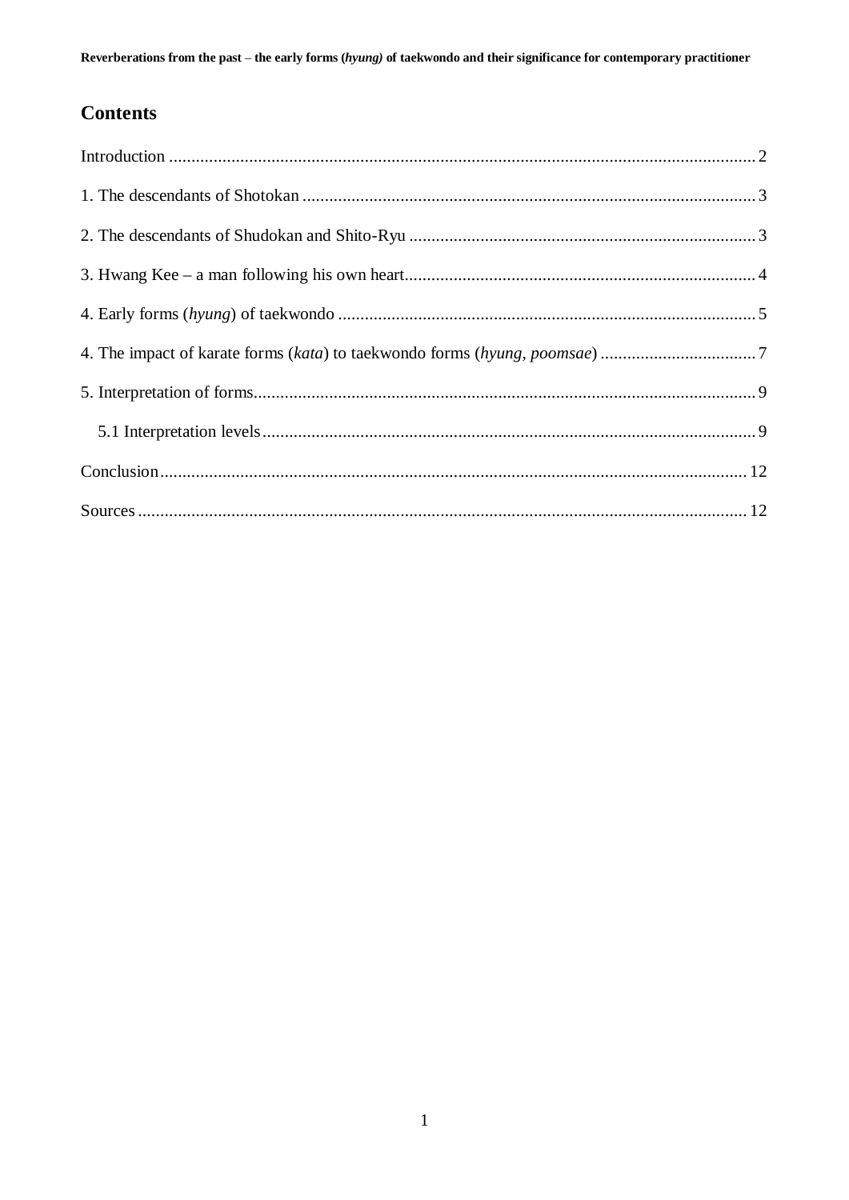## Contents

Introduction ... 2

1. The descendants of Shotokan ... 3

2. The descendants of Shudokan and Shito-Ryu ... 3

3. Hwang Kee – a man following his own heart ... 4

4. Early forms (*hyung*) of taekwondo ... 5

4. The impact of karate forms (*kata*) to taekwondo forms (*hyung, poomsae*) ... 7

5. Interpretation of forms ... 9

   5.1 Interpretation levels ... 9

Conclusion ... 12

Sources ... 12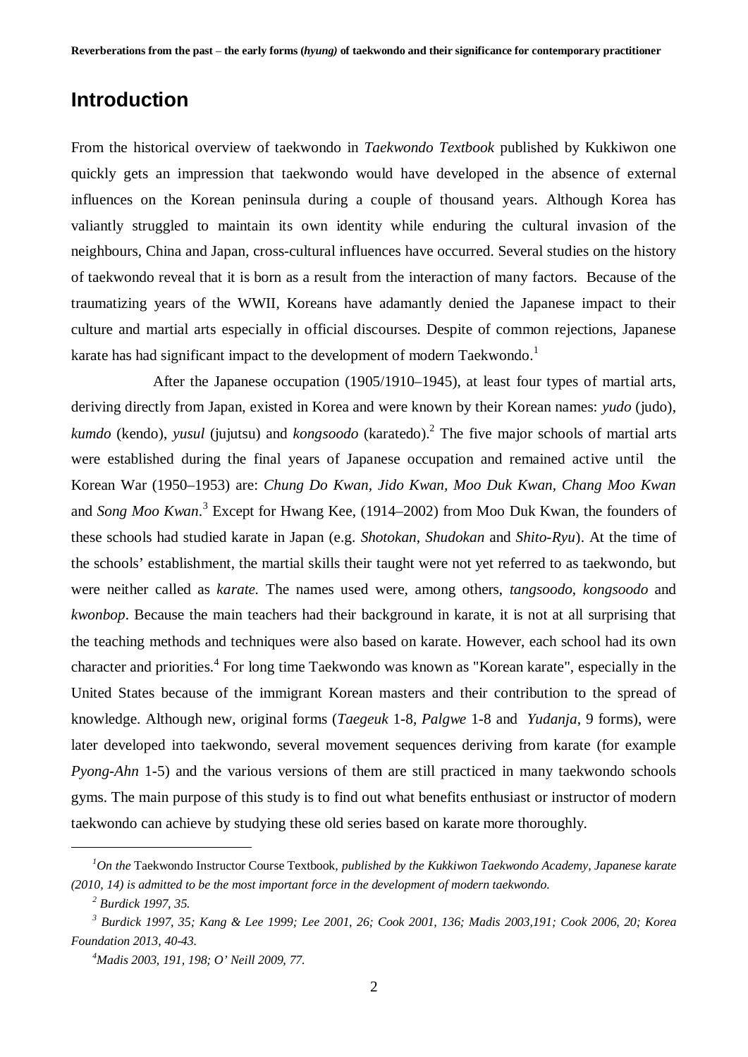## Introduction

From the historical overview of taekwondo in *Taekwondo Textbook* published by Kukkiwon one quickly gets an impression that taekwondo would have developed in the absence of external influences on the Korean peninsula during a couple of thousand years. Although Korea has valiantly struggled to maintain its own identity while enduring the cultural invasion of the neighbours, China and Japan, cross-cultural influences have occurred. Several studies on the history of taekwondo reveal that it is born as a result from the interaction of many factors. Because of the traumatizing years of the WWII, Koreans have adamantly denied the Japanese impact to their culture and martial arts especially in official discourses. Despite of common rejections, Japanese karate has had significant impact to the development of modern Taekwondo.[1]

After the Japanese occupation (1905/1910–1945), at least four types of martial arts, deriving directly from Japan, existed in Korea and were known by their Korean names: *yudo* (judo), *kumdo* (kendo), *yusul* (jujutsu) and *kongsoodo* (karatedo).[2] The five major schools of martial arts were established during the final years of Japanese occupation and remained active until the Korean War (1950–1953) are: *Chung Do Kwan*, *Jido Kwan*, *Moo Duk Kwan*, *Chang Moo Kwan* and *Song Moo Kwan*.[3] Except for Hwang Kee, (1914–2002) from Moo Duk Kwan, the founders of these schools had studied karate in Japan (e.g. *Shotokan*, *Shudokan* and *Shito-Ryu*). At the time of the schools' establishment, the martial skills their taught were not yet referred to as taekwondo, but were neither called as *karate.* The names used were, among others, *tangsoodo*, *kongsoodo* and *kwonbop*. Because the main teachers had their background in karate, it is not at all surprising that the teaching methods and techniques were also based on karate. However, each school had its own character and priorities.[4] For long time Taekwondo was known as "Korean karate", especially in the United States because of the immigrant Korean masters and their contribution to the spread of knowledge. Although new, original forms (*Taegeuk* 1-8, *Palgwe* 1-8 and *Yudanja*, 9 forms), were later developed into taekwondo, several movement sequences deriving from karate (for example *Pyong-Ahn* 1-5) and the various versions of them are still practiced in many taekwondo schools gyms. The main purpose of this study is to find out what benefits enthusiast or instructor of modern taekwondo can achieve by studying these old series based on karate more thoroughly.

---

[1] *On the* Taekwondo Instructor Course Textbook*, published by the Kukkiwon Taekwondo Academy, Japanese karate (2010, 14) is admitted to be the most important force in the development of modern taekwondo.*

[2] *Burdick 1997, 35.*

[3] *Burdick 1997, 35; Kang & Lee 1999; Lee 2001, 26; Cook 2001, 136; Madis 2003,191; Cook 2006, 20; Korea Foundation 2013, 40-43.*

[4] *Madis 2003, 191, 198; O' Neill 2009, 77.*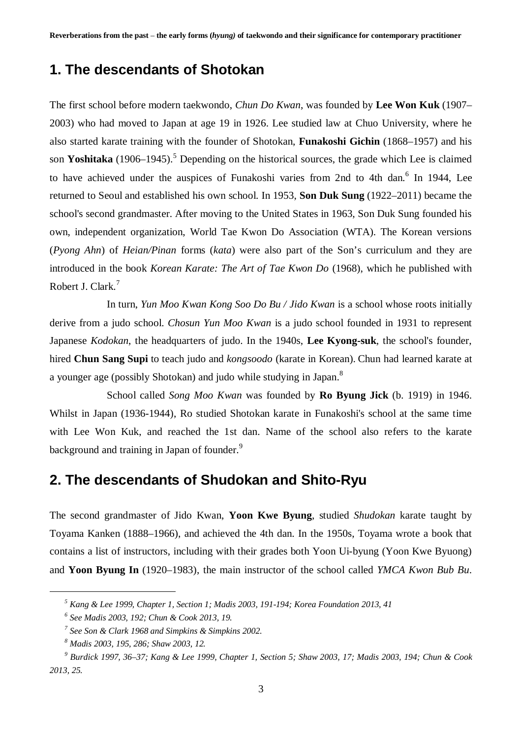## 1. The descendants of Shotokan

The first school before modern taekwondo, *Chun Do Kwan*, was founded by **Lee Won Kuk** (1907–2003) who had moved to Japan at age 19 in 1926. Lee studied law at Chuo University, where he also started karate training with the founder of Shotokan, **Funakoshi Gichin** (1868–1957) and his son **Yoshitaka** (1906–1945).[5] Depending on the historical sources, the grade which Lee is claimed to have achieved under the auspices of Funakoshi varies from 2nd to 4th dan.[6] In 1944, Lee returned to Seoul and established his own school. In 1953, **Son Duk Sung** (1922–2011) became the school's second grandmaster. After moving to the United States in 1963, Son Duk Sung founded his own, independent organization, World Tae Kwon Do Association (WTA). The Korean versions (*Pyong Ahn*) of *Heian/Pinan* forms (*kata*) were also part of the Son's curriculum and they are introduced in the book *Korean Karate: The Art of Tae Kwon Do* (1968), which he published with Robert J. Clark.[7]

In turn, *Yun Moo Kwan Kong Soo Do Bu / Jido Kwan* is a school whose roots initially derive from a judo school. *Chosun Yun Moo Kwan* is a judo school founded in 1931 to represent Japanese *Kodokan*, the headquarters of judo. In the 1940s, **Lee Kyong-suk**, the school's founder, hired **Chun Sang Supi** to teach judo and *kongsoodo* (karate in Korean). Chun had learned karate at a younger age (possibly Shotokan) and judo while studying in Japan.[8]

School called *Song Moo Kwan* was founded by **Ro Byung Jick** (b. 1919) in 1946. Whilst in Japan (1936-1944), Ro studied Shotokan karate in Funakoshi's school at the same time with Lee Won Kuk, and reached the 1st dan. Name of the school also refers to the karate background and training in Japan of founder.[9]

## 2. The descendants of Shudokan and Shito-Ryu

The second grandmaster of Jido Kwan, **Yoon Kwe Byung**, studied *Shudokan* karate taught by Toyama Kanken (1888–1966), and achieved the 4th dan. In the 1950s, Toyama wrote a book that contains a list of instructors, including with their grades both Yoon Ui-byung (Yoon Kwe Byuong) and **Yoon Byung In** (1920–1983), the main instructor of the school called *YMCA Kwon Bub Bu*.

---

[5] *Kang & Lee 1999, Chapter 1, Section 1; Madis 2003, 191-194; Korea Foundation 2013, 41*

[6] *See Madis 2003, 192; Chun & Cook 2013, 19.*

[7] *See Son & Clark 1968 and Simpkins & Simpkins 2002.*

[8] *Madis 2003, 195, 286; Shaw 2003, 12.*

[9] *Burdick 1997, 36–37; Kang & Lee 1999, Chapter 1, Section 5; Shaw 2003, 17; Madis 2003, 194; Chun & Cook 2013, 25.*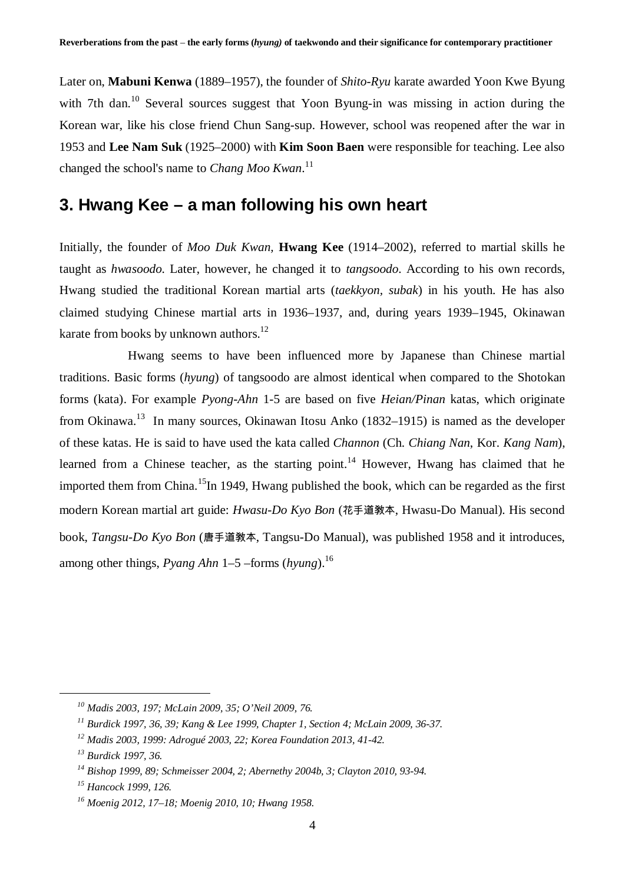Later on, **Mabuni Kenwa** (1889–1957), the founder of *Shito-Ryu* karate awarded Yoon Kwe Byung with 7th dan.[10] Several sources suggest that Yoon Byung-in was missing in action during the Korean war, like his close friend Chun Sang-sup. However, school was reopened after the war in 1953 and **Lee Nam Suk** (1925–2000) with **Kim Soon Baen** were responsible for teaching. Lee also changed the school's name to *Chang Moo Kwan*.[11]

## 3. Hwang Kee – a man following his own heart

Initially, the founder of *Moo Duk Kwan*, **Hwang Kee** (1914–2002), referred to martial skills he taught as *hwasoodo*. Later, however, he changed it to *tangsoodo*. According to his own records, Hwang studied the traditional Korean martial arts (*taekkyon, subak*) in his youth. He has also claimed studying Chinese martial arts in 1936–1937, and, during years 1939–1945, Okinawan karate from books by unknown authors.[12]

Hwang seems to have been influenced more by Japanese than Chinese martial traditions. Basic forms (*hyung*) of tangsoodo are almost identical when compared to the Shotokan forms (kata). For example *Pyong-Ahn* 1-5 are based on five *Heian/Pinan* katas, which originate from Okinawa.[13] In many sources, Okinawan Itosu Anko (1832–1915) is named as the developer of these katas. He is said to have used the kata called *Channon* (Ch. *Chiang Nan*, Kor. *Kang Nam*), learned from a Chinese teacher, as the starting point.[14] However, Hwang has claimed that he imported them from China.[15]In 1949, Hwang published the book, which can be regarded as the first modern Korean martial art guide: *Hwasu-Do Kyo Bon* (花手道教本, Hwasu-Do Manual). His second book, *Tangsu-Do Kyo Bon* (唐手道教本, Tangsu-Do Manual), was published 1958 and it introduces, among other things, *Pyang Ahn* 1–5 –forms (*hyung*).[16]

---

[10] *Madis 2003, 197; McLain 2009, 35; O'Neil 2009, 76.*

[11] *Burdick 1997, 36, 39; Kang & Lee 1999, Chapter 1, Section 4; McLain 2009, 36-37.*

[12] *Madis 2003, 1999: Adrogué 2003, 22; Korea Foundation 2013, 41-42.*

[13] *Burdick 1997, 36.*

[14] *Bishop 1999, 89; Schmeisser 2004, 2; Abernethy 2004b, 3; Clayton 2010, 93-94.*

[15] *Hancock 1999, 126.*

[16] *Moenig 2012, 17–18; Moenig 2010, 10; Hwang 1958.*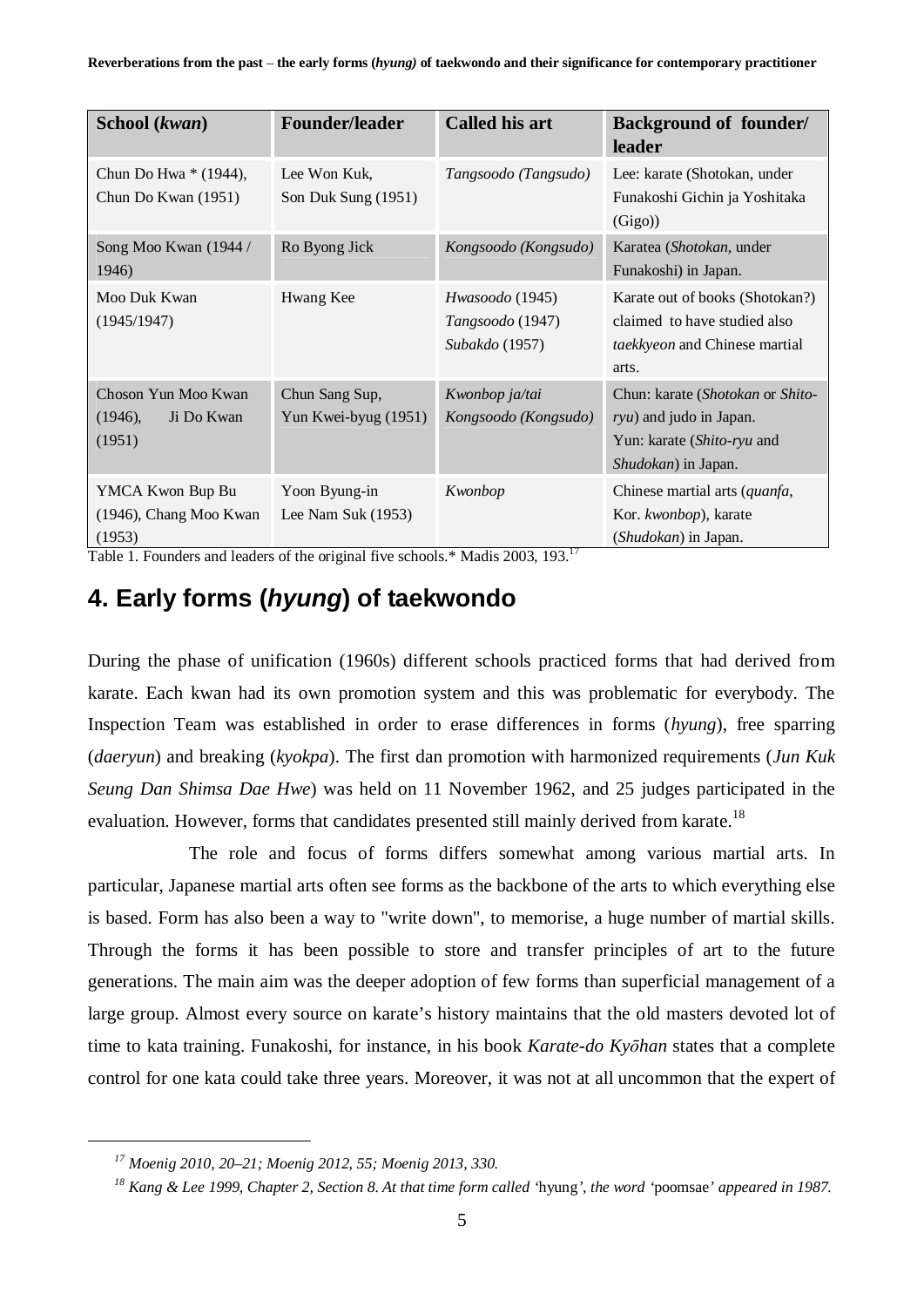| School (*kwan*) | Founder/leader | Called his art | Background of founder/ leader |
| --- | --- | --- | --- |
| Chun Do Hwa * (1944), Chun Do Kwan (1951) | Lee Won Kuk, Son Duk Sung (1951) | *Tangsoodo (Tangsudo)* | Lee: karate (Shotokan, under Funakoshi Gichin ja Yoshitaka (Gigo)) |
| Song Moo Kwan (1944 / 1946) | Ro Byong Jick | *Kongsoodo (Kongsudo)* | Karatea (*Shotokan*, under Funakoshi) in Japan. |
| Moo Duk Kwan (1945/1947) | Hwang Kee | *Hwasoodo* (1945) *Tangsoodo* (1947) *Subakdo* (1957) | Karate out of books (Shotokan?) claimed to have studied also *taekkyeon* and Chinese martial arts. |
| Choson Yun Moo Kwan (1946), Ji Do Kwan (1951) | Chun Sang Sup, Yun Kwei-byug (1951) | *Kwonbop ja/tai Kongsoodo (Kongsudo)* | Chun: karate (*Shotokan* or *Shito-ryu*) and judo in Japan. Yun: karate (*Shito-ryu* and *Shudokan*) in Japan. |
| YMCA Kwon Bup Bu (1946), Chang Moo Kwan (1953) | Yoon Byung-in Lee Nam Suk (1953) | *Kwonbop* | Chinese martial arts (*quanfa*, Kor. *kwonbop*), karate (*Shudokan*) in Japan. |

Table 1. Founders and leaders of the original five schools.* Madis 2003, 193.[17]

## 4. Early forms (*hyung*) of taekwondo

During the phase of unification (1960s) different schools practiced forms that had derived from karate. Each kwan had its own promotion system and this was problematic for everybody. The Inspection Team was established in order to erase differences in forms (*hyung*), free sparring (*daeryun*) and breaking (*kyokpa*). The first dan promotion with harmonized requirements (*Jun Kuk Seung Dan Shimsa Dae Hwe*) was held on 11 November 1962, and 25 judges participated in the evaluation. However, forms that candidates presented still mainly derived from karate.[18]

The role and focus of forms differs somewhat among various martial arts. In particular, Japanese martial arts often see forms as the backbone of the arts to which everything else is based. Form has also been a way to "write down", to memorise, a huge number of martial skills. Through the forms it has been possible to store and transfer principles of art to the future generations. The main aim was the deeper adoption of few forms than superficial management of a large group. Almost every source on karate's history maintains that the old masters devoted lot of time to kata training. Funakoshi, for instance, in his book *Karate-do Kyōhan* states that a complete control for one kata could take three years. Moreover, it was not at all uncommon that the expert of

---

[17] *Moenig 2010, 20–21; Moenig 2012, 55; Moenig 2013, 330.*

[18] *Kang & Lee 1999, Chapter 2, Section 8. At that time form called '*hyung*', the word '*poomsae*' appeared in 1987.*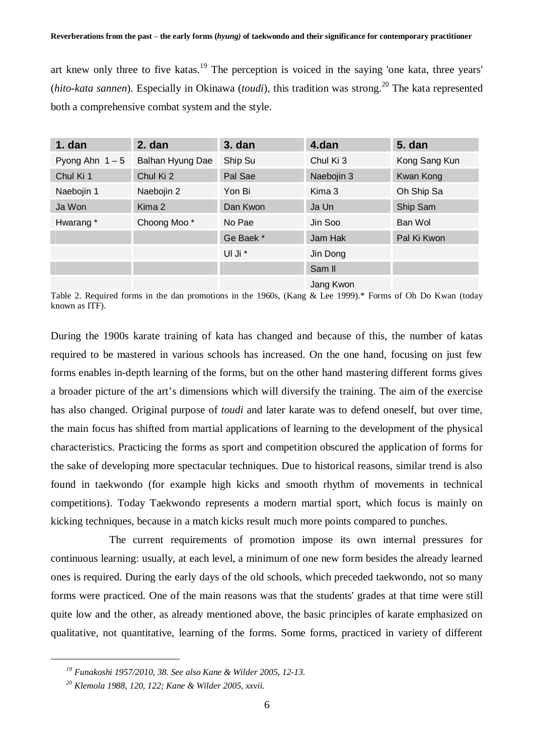art knew only three to five katas.[19] The perception is voiced in the saying 'one kata, three years' (*hito-kata sannen*). Especially in Okinawa (*toudi*), this tradition was strong.[20] The kata represented both a comprehensive combat system and the style.

| 1. dan | 2. dan | 3. dan | 4.dan | 5. dan |
|---|---|---|---|---|
| Pyong Ahn 1 – 5 | Balhan Hyung Dae | Ship Su | Chul Ki 3 | Kong Sang Kun |
| Chul Ki 1 | Chul Ki 2 | Pal Sae | Naebojin 3 | Kwan Kong |
| Naebojin 1 | Naebojin 2 | Yon Bi | Kima 3 | Oh Ship Sa |
| Ja Won | Kima 2 | Dan Kwon | Ja Un | Ship Sam |
| Hwarang * | Choong Moo * | No Pae | Jin Soo | Ban Wol |
| | | Ge Baek * | Jam Hak | Pal Ki Kwon |
| | | Ul Ji * | Jin Dong | |
| | | | Sam Il | |
| | | | Jang Kwon | |

Table 2. Required forms in the dan promotions in the 1960s, (Kang & Lee 1999).* Forms of Oh Do Kwan (today known as ITF).

During the 1900s karate training of kata has changed and because of this, the number of katas required to be mastered in various schools has increased. On the one hand, focusing on just few forms enables in-depth learning of the forms, but on the other hand mastering different forms gives a broader picture of the art's dimensions which will diversify the training. The aim of the exercise has also changed. Original purpose of *toudi* and later karate was to defend oneself, but over time, the main focus has shifted from martial applications of learning to the development of the physical characteristics. Practicing the forms as sport and competition obscured the application of forms for the sake of developing more spectacular techniques. Due to historical reasons, similar trend is also found in taekwondo (for example high kicks and smooth rhythm of movements in technical competitions). Today Taekwondo represents a modern martial sport, which focus is mainly on kicking techniques, because in a match kicks result much more points compared to punches.

The current requirements of promotion impose its own internal pressures for continuous learning: usually, at each level, a minimum of one new form besides the already learned ones is required. During the early days of the old schools, which preceded taekwondo, not so many forms were practiced. One of the main reasons was that the students' grades at that time were still quite low and the other, as already mentioned above, the basic principles of karate emphasized on qualitative, not quantitative, learning of the forms. Some forms, practiced in variety of different

[19] *Funakoshi 1957/2010, 38. See also Kane & Wilder 2005, 12-13.*

[20] *Klemola 1988, 120, 122; Kane & Wilder 2005, xxvii.*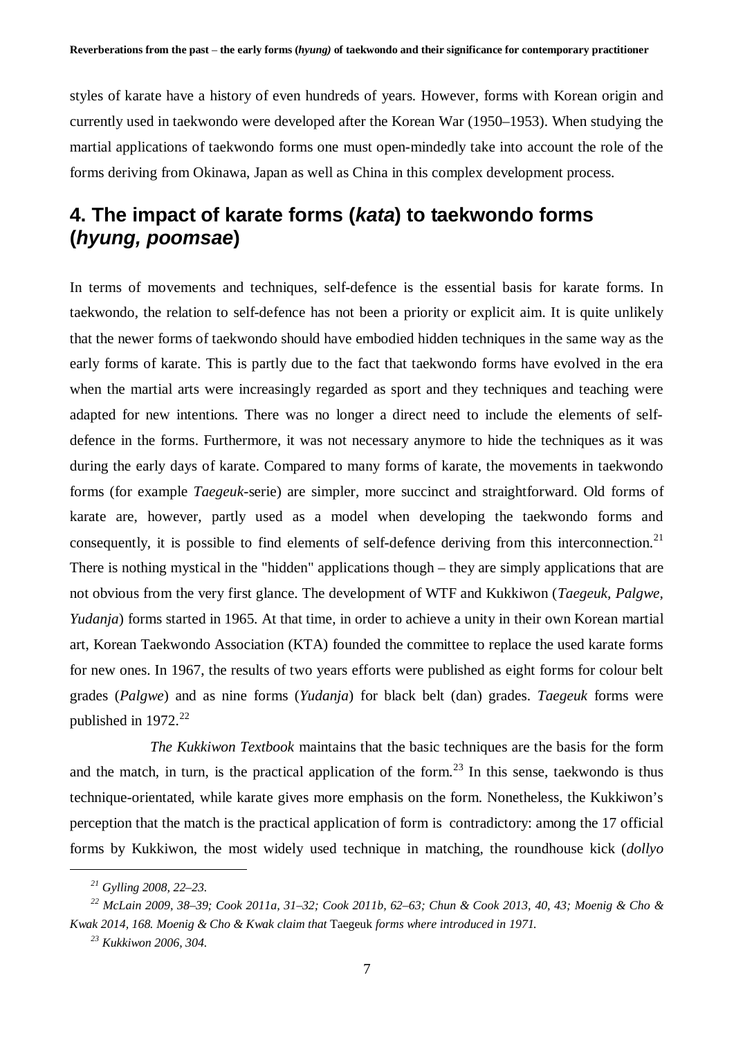styles of karate have a history of even hundreds of years. However, forms with Korean origin and currently used in taekwondo were developed after the Korean War (1950–1953). When studying the martial applications of taekwondo forms one must open-mindedly take into account the role of the forms deriving from Okinawa, Japan as well as China in this complex development process.

## 4. The impact of karate forms (*kata*) to taekwondo forms (*hyung, poomsae*)

In terms of movements and techniques, self-defence is the essential basis for karate forms. In taekwondo, the relation to self-defence has not been a priority or explicit aim. It is quite unlikely that the newer forms of taekwondo should have embodied hidden techniques in the same way as the early forms of karate. This is partly due to the fact that taekwondo forms have evolved in the era when the martial arts were increasingly regarded as sport and they techniques and teaching were adapted for new intentions. There was no longer a direct need to include the elements of self-defence in the forms. Furthermore, it was not necessary anymore to hide the techniques as it was during the early days of karate. Compared to many forms of karate, the movements in taekwondo forms (for example *Taegeuk*-serie) are simpler, more succinct and straightforward. Old forms of karate are, however, partly used as a model when developing the taekwondo forms and consequently, it is possible to find elements of self-defence deriving from this interconnection.[21] There is nothing mystical in the "hidden" applications though – they are simply applications that are not obvious from the very first glance. The development of WTF and Kukkiwon (*Taegeuk, Palgwe, Yudanja*) forms started in 1965. At that time, in order to achieve a unity in their own Korean martial art, Korean Taekwondo Association (KTA) founded the committee to replace the used karate forms for new ones. In 1967, the results of two years efforts were published as eight forms for colour belt grades (*Palgwe*) and as nine forms (*Yudanja*) for black belt (dan) grades. *Taegeuk* forms were published in 1972.[22]

*The Kukkiwon Textbook* maintains that the basic techniques are the basis for the form and the match, in turn, is the practical application of the form.[23] In this sense, taekwondo is thus technique-orientated, while karate gives more emphasis on the form. Nonetheless, the Kukkiwon's perception that the match is the practical application of form is contradictory: among the 17 official forms by Kukkiwon, the most widely used technique in matching, the roundhouse kick (*dollyo*

---

[21] *Gylling 2008, 22–23.*

[22] *McLain 2009, 38–39; Cook 2011a, 31–32; Cook 2011b, 62–63; Chun & Cook 2013, 40, 43; Moenig & Cho & Kwak 2014, 168. Moenig & Cho & Kwak claim that* Taegeuk *forms where introduced in 1971.*

[23] *Kukkiwon 2006, 304.*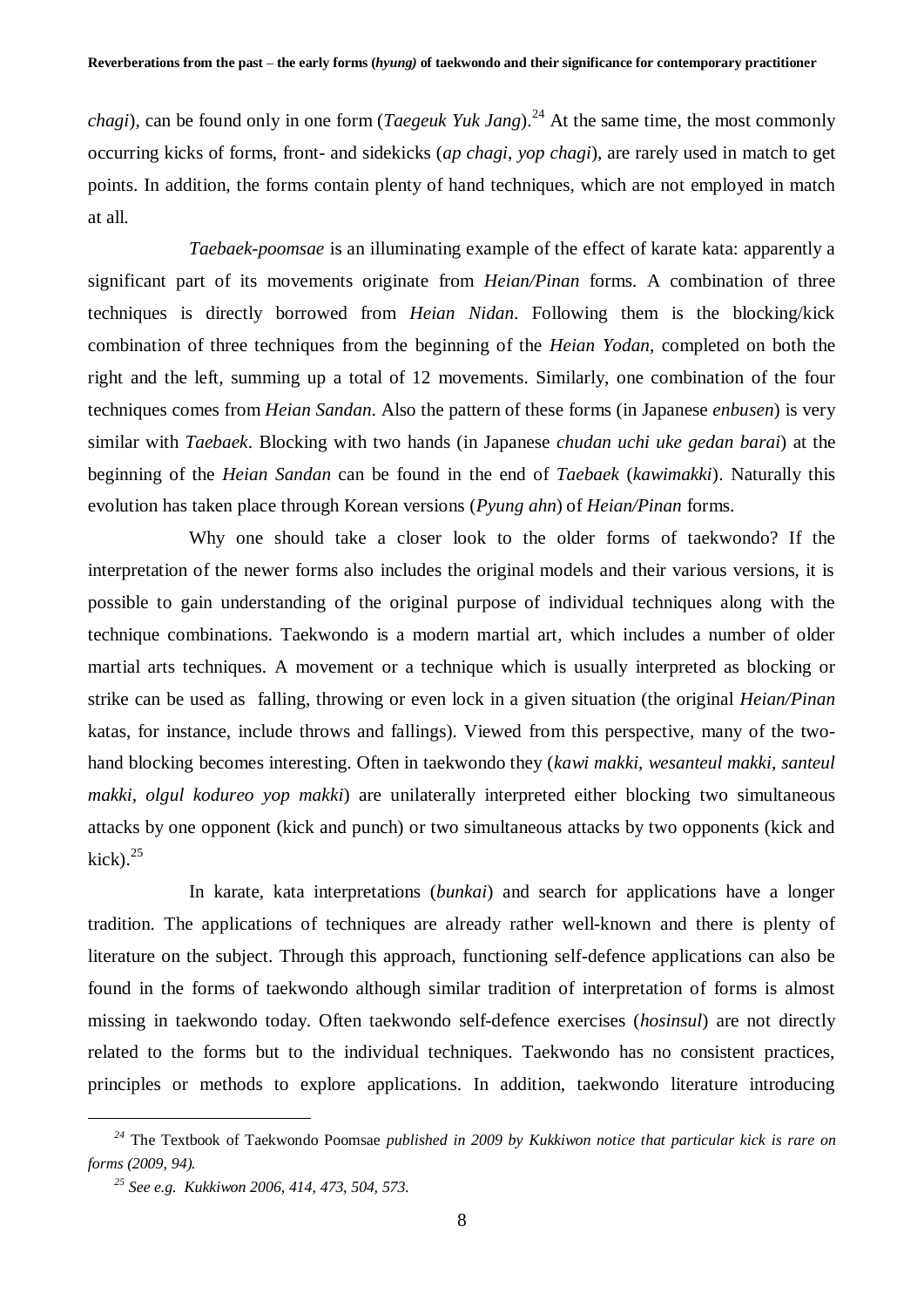*chagi*), can be found only in one form (*Taegeuk Yuk Jang*).[24] At the same time, the most commonly occurring kicks of forms, front- and sidekicks (*ap chagi*, *yop chagi*), are rarely used in match to get points. In addition, the forms contain plenty of hand techniques, which are not employed in match at all.

*Taebaek-poomsae* is an illuminating example of the effect of karate kata: apparently a significant part of its movements originate from *Heian/Pinan* forms. A combination of three techniques is directly borrowed from *Heian Nidan*. Following them is the blocking/kick combination of three techniques from the beginning of the *Heian Yodan*, completed on both the right and the left, summing up a total of 12 movements. Similarly, one combination of the four techniques comes from *Heian Sandan*. Also the pattern of these forms (in Japanese *enbusen*) is very similar with *Taebaek*. Blocking with two hands (in Japanese *chudan uchi uke gedan barai*) at the beginning of the *Heian Sandan* can be found in the end of *Taebaek* (*kawimakki*). Naturally this evolution has taken place through Korean versions (*Pyung ahn*) of *Heian/Pinan* forms.

Why one should take a closer look to the older forms of taekwondo? If the interpretation of the newer forms also includes the original models and their various versions, it is possible to gain understanding of the original purpose of individual techniques along with the technique combinations. Taekwondo is a modern martial art, which includes a number of older martial arts techniques. A movement or a technique which is usually interpreted as blocking or strike can be used as falling, throwing or even lock in a given situation (the original *Heian/Pinan* katas, for instance, include throws and fallings). Viewed from this perspective, many of the two-hand blocking becomes interesting. Often in taekwondo they (*kawi makki, wesanteul makki, santeul makki, olgul kodureo yop makki*) are unilaterally interpreted either blocking two simultaneous attacks by one opponent (kick and punch) or two simultaneous attacks by two opponents (kick and kick).[25]

In karate, kata interpretations (*bunkai*) and search for applications have a longer tradition. The applications of techniques are already rather well-known and there is plenty of literature on the subject. Through this approach, functioning self-defence applications can also be found in the forms of taekwondo although similar tradition of interpretation of forms is almost missing in taekwondo today. Often taekwondo self-defence exercises (*hosinsul*) are not directly related to the forms but to the individual techniques. Taekwondo has no consistent practices, principles or methods to explore applications. In addition, taekwondo literature introducing

---

[24] The Textbook of Taekwondo Poomsae *published in 2009 by Kukkiwon notice that particular kick is rare on forms (2009, 94).*

[25] *See e.g. Kukkiwon 2006, 414, 473, 504, 573.*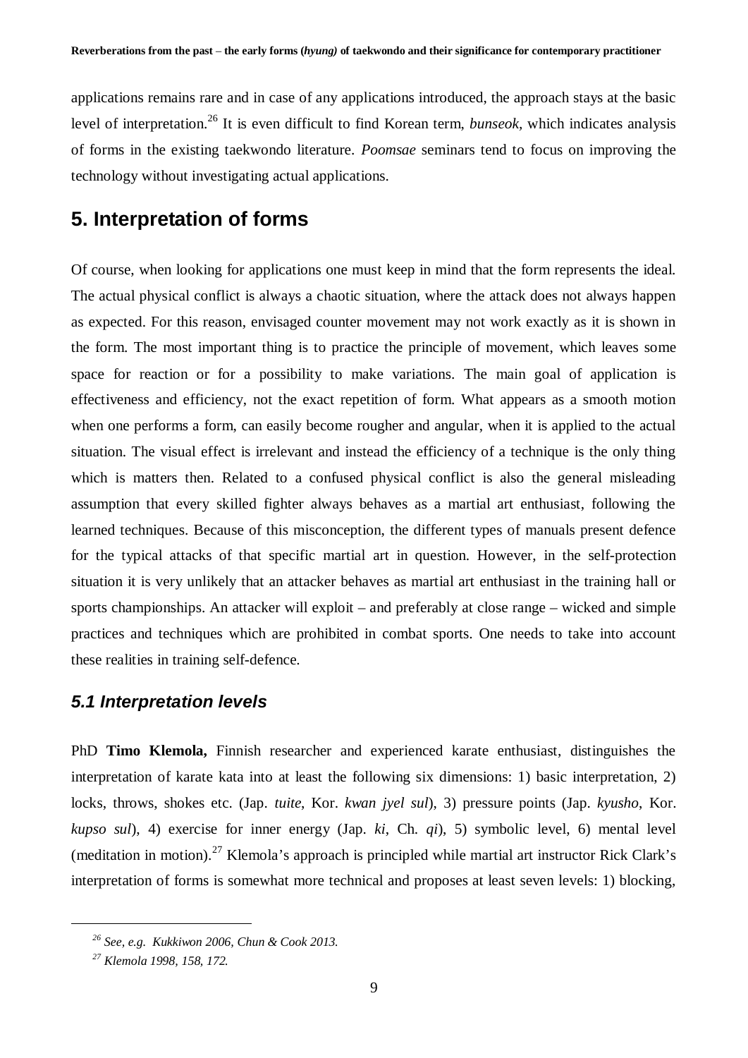applications remains rare and in case of any applications introduced, the approach stays at the basic level of interpretation.[26] It is even difficult to find Korean term, *bunseok*, which indicates analysis of forms in the existing taekwondo literature. *Poomsae* seminars tend to focus on improving the technology without investigating actual applications.

## 5. Interpretation of forms

Of course, when looking for applications one must keep in mind that the form represents the ideal. The actual physical conflict is always a chaotic situation, where the attack does not always happen as expected. For this reason, envisaged counter movement may not work exactly as it is shown in the form. The most important thing is to practice the principle of movement, which leaves some space for reaction or for a possibility to make variations. The main goal of application is effectiveness and efficiency, not the exact repetition of form. What appears as a smooth motion when one performs a form, can easily become rougher and angular, when it is applied to the actual situation. The visual effect is irrelevant and instead the efficiency of a technique is the only thing which is matters then. Related to a confused physical conflict is also the general misleading assumption that every skilled fighter always behaves as a martial art enthusiast, following the learned techniques. Because of this misconception, the different types of manuals present defence for the typical attacks of that specific martial art in question. However, in the self-protection situation it is very unlikely that an attacker behaves as martial art enthusiast in the training hall or sports championships. An attacker will exploit – and preferably at close range – wicked and simple practices and techniques which are prohibited in combat sports. One needs to take into account these realities in training self-defence.

### *5.1 Interpretation levels*

PhD **Timo Klemola,** Finnish researcher and experienced karate enthusiast, distinguishes the interpretation of karate kata into at least the following six dimensions: 1) basic interpretation, 2) locks, throws, shokes etc. (Jap. *tuite*, Kor. *kwan jyel sul*), 3) pressure points (Jap. *kyusho*, Kor. *kupso sul*), 4) exercise for inner energy (Jap. *ki*, Ch. *qi*), 5) symbolic level, 6) mental level (meditation in motion).[27] Klemola's approach is principled while martial art instructor Rick Clark's interpretation of forms is somewhat more technical and proposes at least seven levels: 1) blocking,

---

[26] *See, e.g. Kukkiwon 2006, Chun & Cook 2013.*

[27] *Klemola 1998, 158, 172.*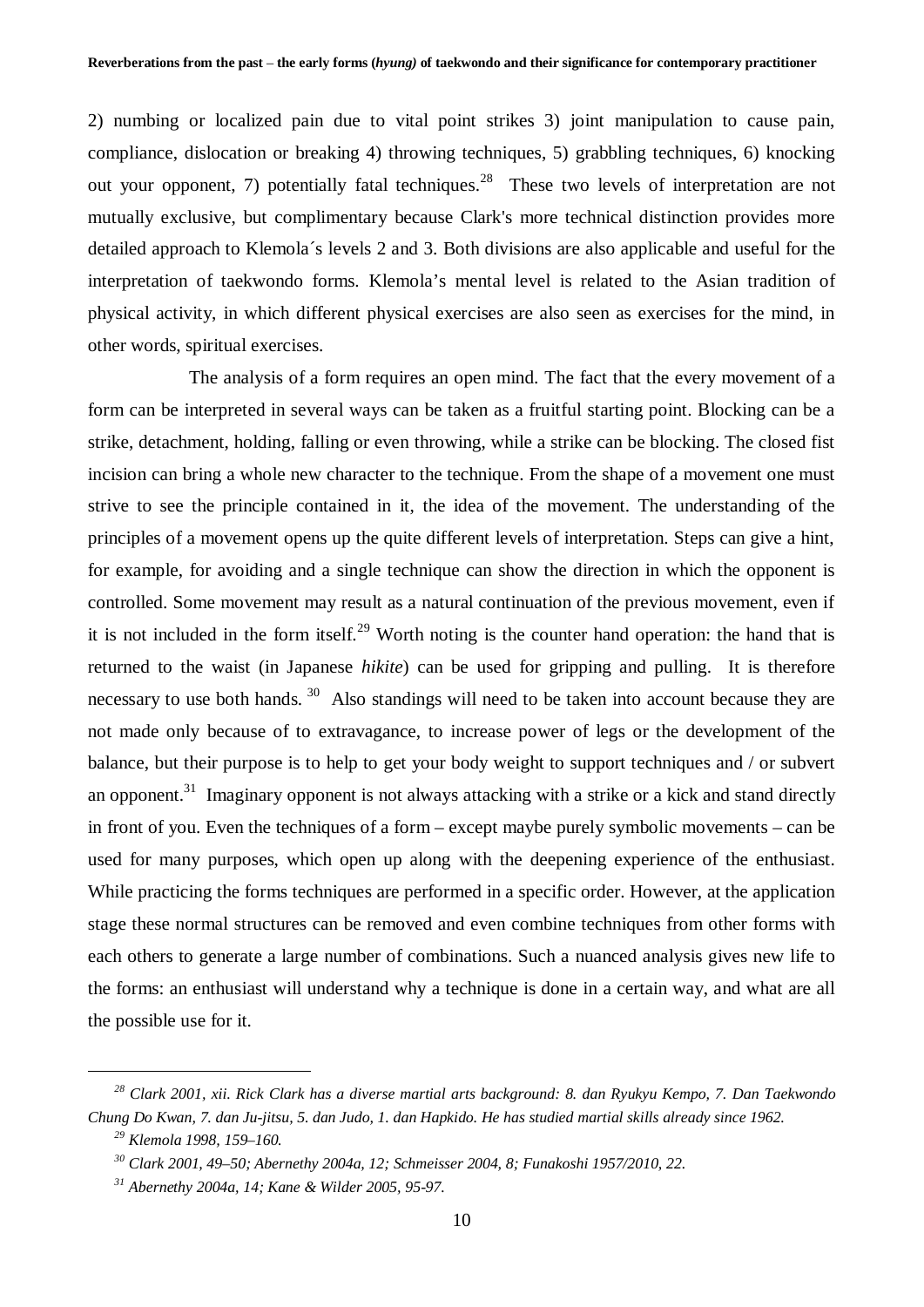2) numbing or localized pain due to vital point strikes 3) joint manipulation to cause pain, compliance, dislocation or breaking 4) throwing techniques, 5) grabbling techniques, 6) knocking out your opponent, 7) potentially fatal techniques.[28] These two levels of interpretation are not mutually exclusive, but complimentary because Clark's more technical distinction provides more detailed approach to Klemola´s levels 2 and 3. Both divisions are also applicable and useful for the interpretation of taekwondo forms. Klemola's mental level is related to the Asian tradition of physical activity, in which different physical exercises are also seen as exercises for the mind, in other words, spiritual exercises.

The analysis of a form requires an open mind. The fact that the every movement of a form can be interpreted in several ways can be taken as a fruitful starting point. Blocking can be a strike, detachment, holding, falling or even throwing, while a strike can be blocking. The closed fist incision can bring a whole new character to the technique. From the shape of a movement one must strive to see the principle contained in it, the idea of the movement. The understanding of the principles of a movement opens up the quite different levels of interpretation. Steps can give a hint, for example, for avoiding and a single technique can show the direction in which the opponent is controlled. Some movement may result as a natural continuation of the previous movement, even if it is not included in the form itself.[29] Worth noting is the counter hand operation: the hand that is returned to the waist (in Japanese *hikite*) can be used for gripping and pulling. It is therefore necessary to use both hands.[30] Also standings will need to be taken into account because they are not made only because of to extravagance, to increase power of legs or the development of the balance, but their purpose is to help to get your body weight to support techniques and / or subvert an opponent.[31] Imaginary opponent is not always attacking with a strike or a kick and stand directly in front of you. Even the techniques of a form – except maybe purely symbolic movements – can be used for many purposes, which open up along with the deepening experience of the enthusiast. While practicing the forms techniques are performed in a specific order. However, at the application stage these normal structures can be removed and even combine techniques from other forms with each others to generate a large number of combinations. Such a nuanced analysis gives new life to the forms: an enthusiast will understand why a technique is done in a certain way, and what are all the possible use for it.

---

[28] *Clark 2001, xii. Rick Clark has a diverse martial arts background: 8. dan Ryukyu Kempo, 7. Dan Taekwondo Chung Do Kwan, 7. dan Ju-jitsu, 5. dan Judo, 1. dan Hapkido. He has studied martial skills already since 1962.*

[29] *Klemola 1998, 159–160.*

[30] *Clark 2001, 49–50; Abernethy 2004a, 12; Schmeisser 2004, 8; Funakoshi 1957/2010, 22.*

[31] *Abernethy 2004a, 14; Kane & Wilder 2005, 95-97.*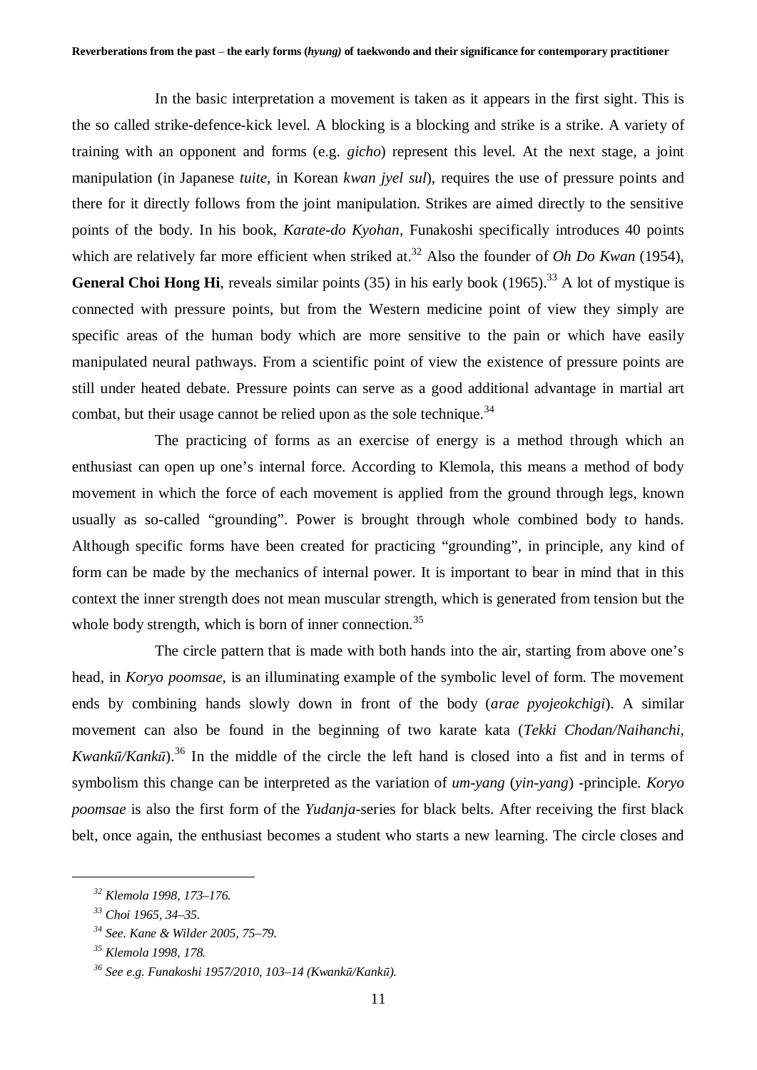In the basic interpretation a movement is taken as it appears in the first sight. This is the so called strike-defence-kick level. A blocking is a blocking and strike is a strike. A variety of training with an opponent and forms (e.g. *gicho*) represent this level. At the next stage, a joint manipulation (in Japanese *tuite*, in Korean *kwan jyel sul*), requires the use of pressure points and there for it directly follows from the joint manipulation. Strikes are aimed directly to the sensitive points of the body. In his book, *Karate-do Kyohan*, Funakoshi specifically introduces 40 points which are relatively far more efficient when striked at.[32] Also the founder of *Oh Do Kwan* (1954), **General Choi Hong Hi**, reveals similar points (35) in his early book (1965).[33] A lot of mystique is connected with pressure points, but from the Western medicine point of view they simply are specific areas of the human body which are more sensitive to the pain or which have easily manipulated neural pathways. From a scientific point of view the existence of pressure points are still under heated debate. Pressure points can serve as a good additional advantage in martial art combat, but their usage cannot be relied upon as the sole technique.[34]

The practicing of forms as an exercise of energy is a method through which an enthusiast can open up one's internal force. According to Klemola, this means a method of body movement in which the force of each movement is applied from the ground through legs, known usually as so-called "grounding". Power is brought through whole combined body to hands. Although specific forms have been created for practicing "grounding", in principle, any kind of form can be made by the mechanics of internal power. It is important to bear in mind that in this context the inner strength does not mean muscular strength, which is generated from tension but the whole body strength, which is born of inner connection.[35]

The circle pattern that is made with both hands into the air, starting from above one's head, in *Koryo poomsae*, is an illuminating example of the symbolic level of form. The movement ends by combining hands slowly down in front of the body (*arae pyojeokchigi*). A similar movement can also be found in the beginning of two karate kata (*Tekki Chodan/Naihanchi*, *Kwankū/Kankū*).[36] In the middle of the circle the left hand is closed into a fist and in terms of symbolism this change can be interpreted as the variation of *um-yang* (*yin-yang*) -principle. *Koryo poomsae* is also the first form of the *Yudanja*-series for black belts. After receiving the first black belt, once again, the enthusiast becomes a student who starts a new learning. The circle closes and

---

[32] *Klemola 1998, 173–176.*

[33] *Choi 1965, 34–35.*

[34] *See. Kane & Wilder 2005, 75–79.*

[35] *Klemola 1998, 178.*

[36] *See e.g. Funakoshi 1957/2010, 103–14 (Kwankū/Kankū).*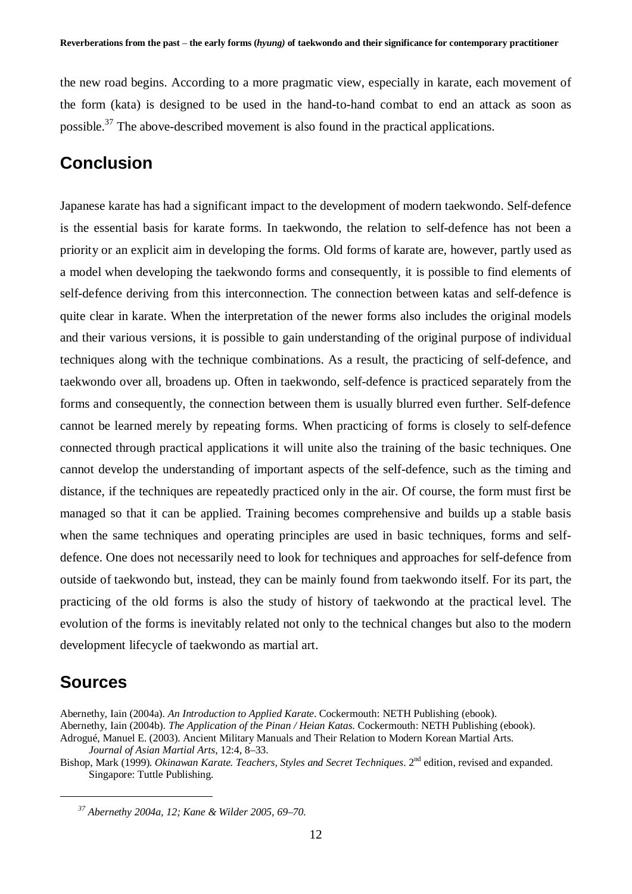the new road begins. According to a more pragmatic view, especially in karate, each movement of the form (kata) is designed to be used in the hand-to-hand combat to end an attack as soon as possible.[37] The above-described movement is also found in the practical applications.

## Conclusion

Japanese karate has had a significant impact to the development of modern taekwondo. Self-defence is the essential basis for karate forms. In taekwondo, the relation to self-defence has not been a priority or an explicit aim in developing the forms. Old forms of karate are, however, partly used as a model when developing the taekwondo forms and consequently, it is possible to find elements of self-defence deriving from this interconnection. The connection between katas and self-defence is quite clear in karate. When the interpretation of the newer forms also includes the original models and their various versions, it is possible to gain understanding of the original purpose of individual techniques along with the technique combinations. As a result, the practicing of self-defence, and taekwondo over all, broadens up. Often in taekwondo, self-defence is practiced separately from the forms and consequently, the connection between them is usually blurred even further. Self-defence cannot be learned merely by repeating forms. When practicing of forms is closely to self-defence connected through practical applications it will unite also the training of the basic techniques. One cannot develop the understanding of important aspects of the self-defence, such as the timing and distance, if the techniques are repeatedly practiced only in the air. Of course, the form must first be managed so that it can be applied. Training becomes comprehensive and builds up a stable basis when the same techniques and operating principles are used in basic techniques, forms and self-defence. One does not necessarily need to look for techniques and approaches for self-defence from outside of taekwondo but, instead, they can be mainly found from taekwondo itself. For its part, the practicing of the old forms is also the study of history of taekwondo at the practical level. The evolution of the forms is inevitably related not only to the technical changes but also to the modern development lifecycle of taekwondo as martial art.

## Sources

Abernethy, Iain (2004a). *An Introduction to Applied Karate*. Cockermouth: NETH Publishing (ebook).

Abernethy, Iain (2004b). *The Application of the Pinan / Heian Katas.* Cockermouth: NETH Publishing (ebook).

Adrogué, Manuel E. (2003). Ancient Military Manuals and Their Relation to Modern Korean Martial Arts. *Journal of Asian Martial Arts*, 12:4, 8–33.

Bishop, Mark (1999). *Okinawan Karate. Teachers, Styles and Secret Techniques*. 2nd edition, revised and expanded. Singapore: Tuttle Publishing.

---

[37] *Abernethy 2004a, 12; Kane & Wilder 2005, 69–70.*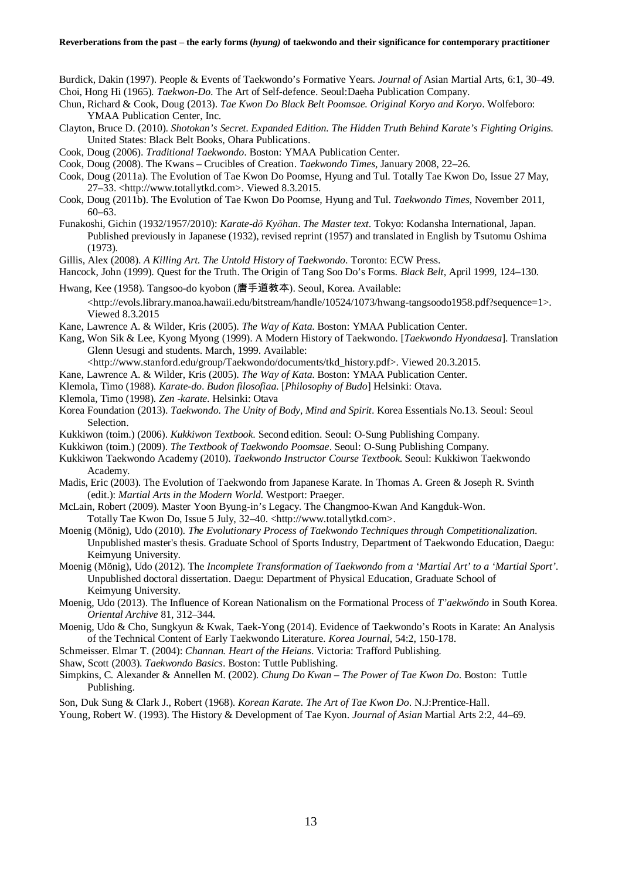Burdick, Dakin (1997). People & Events of Taekwondo's Formative Years. *Journal of* Asian Martial Arts, 6:1, 30–49.

Choi, Hong Hi (1965). *Taekwon-Do*. The Art of Self-defence. Seoul:Daeha Publication Company.

Chun, Richard & Cook, Doug (2013). *Tae Kwon Do Black Belt Poomsae. Original Koryo and Koryo*. Wolfeboro: YMAA Publication Center, Inc.

Clayton, Bruce D. (2010). *Shotokan's Secret. Expanded Edition. The Hidden Truth Behind Karate's Fighting Origins.* United States: Black Belt Books, Ohara Publications.

Cook, Doug (2006). *Traditional Taekwondo*. Boston: YMAA Publication Center.

Cook, Doug (2008). The Kwans – Crucibles of Creation. *Taekwondo Times*, January 2008, 22–26.

Cook, Doug (2011a). The Evolution of Tae Kwon Do Poomse, Hyung and Tul. Totally Tae Kwon Do, Issue 27 May, 27–33. <http://www.totallytkd.com>. Viewed 8.3.2015.

Cook, Doug (2011b). The Evolution of Tae Kwon Do Poomse, Hyung and Tul. *Taekwondo Times*, November 2011, 60–63.

Funakoshi, Gichin (1932/1957/2010): *Karate-dō Kyōhan. The Master text*. Tokyo: Kodansha International, Japan. Published previously in Japanese (1932), revised reprint (1957) and translated in English by Tsutomu Oshima (1973).

Gillis, Alex (2008). *A Killing Art. The Untold History of Taekwondo*. Toronto: ECW Press.

Hancock, John (1999). Quest for the Truth. The Origin of Tang Soo Do's Forms. *Black Belt*, April 1999, 124–130.

Hwang, Kee (1958). Tangsoo-do kyobon (唐手道教本). Seoul, Korea. Available: <http://evols.library.manoa.hawaii.edu/bitstream/handle/10524/1073/hwang-tangsoodo1958.pdf?sequence=1>. Viewed 8.3.2015

Kane, Lawrence A. & Wilder, Kris (2005). *The Way of Kata*. Boston: YMAA Publication Center.

Kang, Won Sik & Lee, Kyong Myong (1999). A Modern History of Taekwondo. [*Taekwondo Hyondaesa*]. Translation Glenn Uesugi and students. March, 1999. Available: <http://www.stanford.edu/group/Taekwondo/documents/tkd_history.pdf>. Viewed 20.3.2015.

Kane, Lawrence A. & Wilder, Kris (2005). *The Way of Kata*. Boston: YMAA Publication Center.

Klemola, Timo (1988). *Karate-do. Budon filosofiaa.* [*Philosophy of Budo*] Helsinki: Otava.

Klemola, Timo (1998). *Zen -karate*. Helsinki: Otava

Korea Foundation (2013). *Taekwondo. The Unity of Body, Mind and Spirit*. Korea Essentials No.13. Seoul: Seoul Selection.

Kukkiwon (toim.) (2006). *Kukkiwon Textbook*. Second edition. Seoul: O-Sung Publishing Company.

Kukkiwon (toim.) (2009). *The Textbook of Taekwondo Poomsae*. Seoul: O-Sung Publishing Company.

Kukkiwon Taekwondo Academy (2010). *Taekwondo Instructor Course Textbook*. Seoul: Kukkiwon Taekwondo Academy.

Madis, Eric (2003). The Evolution of Taekwondo from Japanese Karate. In Thomas A. Green & Joseph R. Svinth (edit.): *Martial Arts in the Modern World.* Westport: Praeger.

McLain, Robert (2009). Master Yoon Byung-in's Legacy. The Changmoo-Kwan And Kangduk-Won. Totally Tae Kwon Do, Issue 5 July, 32–40. <http://www.totallytkd.com>.

Moenig (Mönig), Udo (2010). *The Evolutionary Process of Taekwondo Techniques through Competitionalization*. Unpublished master's thesis. Graduate School of Sports Industry, Department of Taekwondo Education, Daegu: Keimyung University.

Moenig (Mönig), Udo (2012). The *Incomplete Transformation of Taekwondo from a 'Martial Art' to a 'Martial Sport'*. Unpublished doctoral dissertation. Daegu: Department of Physical Education, Graduate School of Keimyung University.

Moenig, Udo (2013). The Influence of Korean Nationalism on the Formational Process of *T'aekwŏndo* in South Korea. *Oriental Archive* 81, 312–344.

Moenig, Udo & Cho, Sungkyun & Kwak, Taek-Yong (2014). Evidence of Taekwondo's Roots in Karate: An Analysis of the Technical Content of Early Taekwondo Literature. *Korea Journal*, 54:2, 150-178.

Schmeisser. Elmar T. (2004): *Channan. Heart of the Heians*. Victoria: Trafford Publishing.

Shaw, Scott (2003). *Taekwondo Basics*. Boston: Tuttle Publishing.

Simpkins, C. Alexander & Annellen M. (2002). *Chung Do Kwan – The Power of Tae Kwon Do*. Boston: Tuttle Publishing.

Son, Duk Sung & Clark J., Robert (1968). *Korean Karate. The Art of Tae Kwon Do*. N.J:Prentice-Hall.

Young, Robert W. (1993). The History & Development of Tae Kyon. *Journal of Asian* Martial Arts 2:2, 44–69.